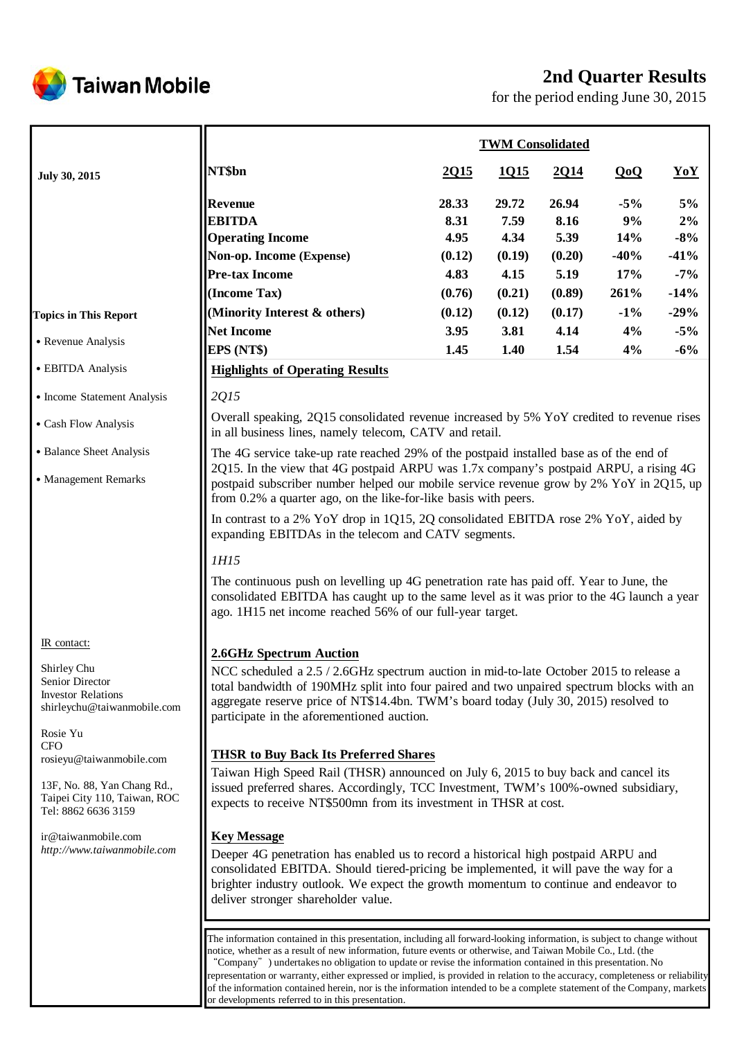# 2nd Quarter Results

for the period ending June 30, 2015

**July 30, 2015**

| NT$bn | 2Q15 | 1Q15 | 2Q14 | QoQ | YoY |
|---|---|---|---|---|---|
| | **TWM Consolidated** | | | | |
| **Revenue** | **28.33** | **29.72** | **26.94** | **-5%** | **5%** |
| **EBITDA** | **8.31** | **7.59** | **8.16** | **9%** | **2%** |
| **Operating Income** | **4.95** | **4.34** | **5.39** | **14%** | **-8%** |
| **Non-op. Income (Expense)** | **(0.12)** | **(0.19)** | **(0.20)** | **-40%** | **-41%** |
| **Pre-tax Income** | **4.83** | **4.15** | **5.19** | **17%** | **-7%** |
| **(Income Tax)** | **(0.76)** | **(0.21)** | **(0.89)** | **261%** | **-14%** |
| **(Minority Interest & others)** | **(0.12)** | **(0.12)** | **(0.17)** | **-1%** | **-29%** |
| **Net Income** | **3.95** | **3.81** | **4.14** | **4%** | **-5%** |
| **EPS (NT$)** | **1.45** | **1.40** | **1.54** | **4%** | **-6%** |

**Topics in This Report**

- Revenue Analysis
- EBITDA Analysis
- Income Statement Analysis
- Cash Flow Analysis
- Balance Sheet Analysis
- Management Remarks

## Highlights of Operating Results

*2Q15*

Overall speaking, 2Q15 consolidated revenue increased by 5% YoY credited to revenue rises in all business lines, namely telecom, CATV and retail.

The 4G service take-up rate reached 29% of the postpaid installed base as of the end of 2Q15. In the view that 4G postpaid ARPU was 1.7x company's postpaid ARPU, a rising 4G postpaid subscriber number helped our mobile service revenue grow by 2% YoY in 2Q15, up from 0.2% a quarter ago, on the like-for-like basis with peers.

In contrast to a 2% YoY drop in 1Q15, 2Q consolidated EBITDA rose 2% YoY, aided by expanding EBITDAs in the telecom and CATV segments.

*1H15*

The continuous push on levelling up 4G penetration rate has paid off. Year to June, the consolidated EBITDA has caught up to the same level as it was prior to the 4G launch a year ago. 1H15 net income reached 56% of our full-year target.

## 2.6GHz Spectrum Auction

NCC scheduled a 2.5 / 2.6GHz spectrum auction in mid-to-late October 2015 to release a total bandwidth of 190MHz split into four paired and two unpaired spectrum blocks with an aggregate reserve price of NT$14.4bn. TWM's board today (July 30, 2015) resolved to participate in the aforementioned auction.

## THSR to Buy Back Its Preferred Shares

Taiwan High Speed Rail (THSR) announced on July 6, 2015 to buy back and cancel its issued preferred shares. Accordingly, TCC Investment, TWM's 100%-owned subsidiary, expects to receive NT$500mn from its investment in THSR at cost.

## Key Message

Deeper 4G penetration has enabled us to record a historical high postpaid ARPU and consolidated EBITDA. Should tiered-pricing be implemented, it will pave the way for a brighter industry outlook. We expect the growth momentum to continue and endeavor to deliver stronger shareholder value.

IR contact:

Shirley Chu
Senior Director
Investor Relations
shirleychu@taiwanmobile.com

Rosie Yu
CFO
rosieyu@taiwanmobile.com

13F, No. 88, Yan Chang Rd., Taipei City 110, Taiwan, ROC
Tel: 8862 6636 3159

ir@taiwanmobile.com
*http://www.taiwanmobile.com*

The information contained in this presentation, including all forward-looking information, is subject to change without notice, whether as a result of new information, future events or otherwise, and Taiwan Mobile Co., Ltd. (the "Company") undertakes no obligation to update or revise the information contained in this presentation. No representation or warranty, either expressed or implied, is provided in relation to the accuracy, completeness or reliability of the information contained herein, nor is the information intended to be a complete statement of the Company, markets or developments referred to in this presentation.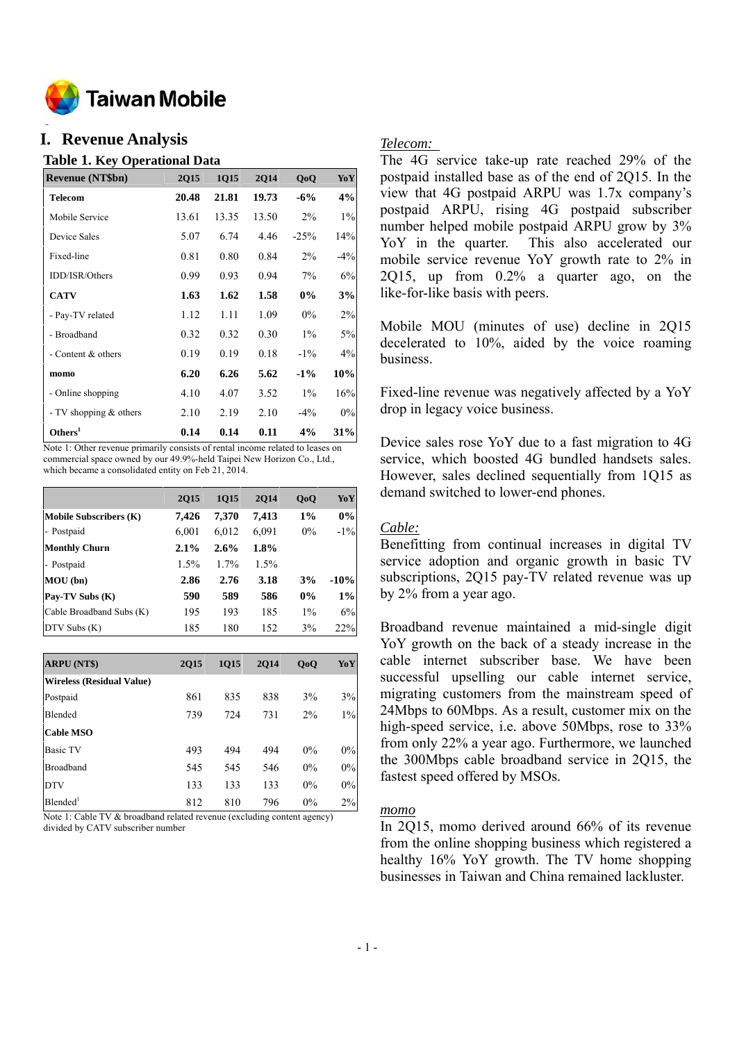# I. Revenue Analysis

## Table 1. Key Operational Data

| Revenue (NT$bn) | 2Q15 | 1Q15 | 2Q14 | QoQ | YoY |
|---|---|---|---|---|---|
| **Telecom** | **20.48** | **21.81** | **19.73** | **-6%** | **4%** |
| Mobile Service | 13.61 | 13.35 | 13.50 | 2% | 1% |
| Device Sales | 5.07 | 6.74 | 4.46 | -25% | 14% |
| Fixed-line | 0.81 | 0.80 | 0.84 | 2% | -4% |
| IDD/ISR/Others | 0.99 | 0.93 | 0.94 | 7% | 6% |
| **CATV** | **1.63** | **1.62** | **1.58** | **0%** | **3%** |
| - Pay-TV related | 1.12 | 1.11 | 1.09 | 0% | 2% |
| - Broadband | 0.32 | 0.32 | 0.30 | 1% | 5% |
| - Content & others | 0.19 | 0.19 | 0.18 | -1% | 4% |
| **momo** | **6.20** | **6.26** | **5.62** | **-1%** | **10%** |
| - Online shopping | 4.10 | 4.07 | 3.52 | 1% | 16% |
| - TV shopping & others | 2.10 | 2.19 | 2.10 | -4% | 0% |
| **Others**[1] | **0.14** | **0.14** | **0.11** | **4%** | **31%** |

Note 1: Other revenue primarily consists of rental income related to leases on commercial space owned by our 49.9%-held Taipei New Horizon Co., Ltd., which became a consolidated entity on Feb 21, 2014.

| | 2Q15 | 1Q15 | 2Q14 | QoQ | YoY |
|---|---|---|---|---|---|
| **Mobile Subscribers (K)** | **7,426** | **7,370** | **7,413** | **1%** | **0%** |
| - Postpaid | 6,001 | 6,012 | 6,091 | 0% | -1% |
| **Monthly Churn** | **2.1%** | **2.6%** | **1.8%** | | |
| - Postpaid | 1.5% | 1.7% | 1.5% | | |
| **MOU (bn)** | **2.86** | **2.76** | **3.18** | **3%** | **-10%** |
| **Pay-TV Subs (K)** | **590** | **589** | **586** | **0%** | **1%** |
| Cable Broadband Subs (K) | 195 | 193 | 185 | 1% | 6% |
| DTV Subs (K) | 185 | 180 | 152 | 3% | 22% |

| ARPU (NT$) | 2Q15 | 1Q15 | 2Q14 | QoQ | YoY |
|---|---|---|---|---|---|
| **Wireless (Residual Value)** | | | | | |
| Postpaid | 861 | 835 | 838 | 3% | 3% |
| Blended | 739 | 724 | 731 | 2% | 1% |
| **Cable MSO** | | | | | |
| Basic TV | 493 | 494 | 494 | 0% | 0% |
| Broadband | 545 | 545 | 546 | 0% | 0% |
| DTV | 133 | 133 | 133 | 0% | 0% |
| Blended[1] | 812 | 810 | 796 | 0% | 2% |

Note 1: Cable TV & broadband related revenue (excluding content agency) divided by CATV subscriber number

*Telecom:*

The 4G service take-up rate reached 29% of the postpaid installed base as of the end of 2Q15. In the view that 4G postpaid ARPU was 1.7x company's postpaid ARPU, rising 4G postpaid subscriber number helped mobile postpaid ARPU grow by 3% YoY in the quarter. This also accelerated our mobile service revenue YoY growth rate to 2% in 2Q15, up from 0.2% a quarter ago, on the like-for-like basis with peers.

Mobile MOU (minutes of use) decline in 2Q15 decelerated to 10%, aided by the voice roaming business.

Fixed-line revenue was negatively affected by a YoY drop in legacy voice business.

Device sales rose YoY due to a fast migration to 4G service, which boosted 4G bundled handsets sales. However, sales declined sequentially from 1Q15 as demand switched to lower-end phones.

*Cable:*

Benefitting from continual increases in digital TV service adoption and organic growth in basic TV subscriptions, 2Q15 pay-TV related revenue was up by 2% from a year ago.

Broadband revenue maintained a mid-single digit YoY growth on the back of a steady increase in the cable internet subscriber base. We have been successful upselling our cable internet service, migrating customers from the mainstream speed of 24Mbps to 60Mbps. As a result, customer mix on the high-speed service, i.e. above 50Mbps, rose to 33% from only 22% a year ago. Furthermore, we launched the 300Mbps cable broadband service in 2Q15, the fastest speed offered by MSOs.

*momo*

In 2Q15, momo derived around 66% of its revenue from the online shopping business which registered a healthy 16% YoY growth. The TV home shopping businesses in Taiwan and China remained lackluster.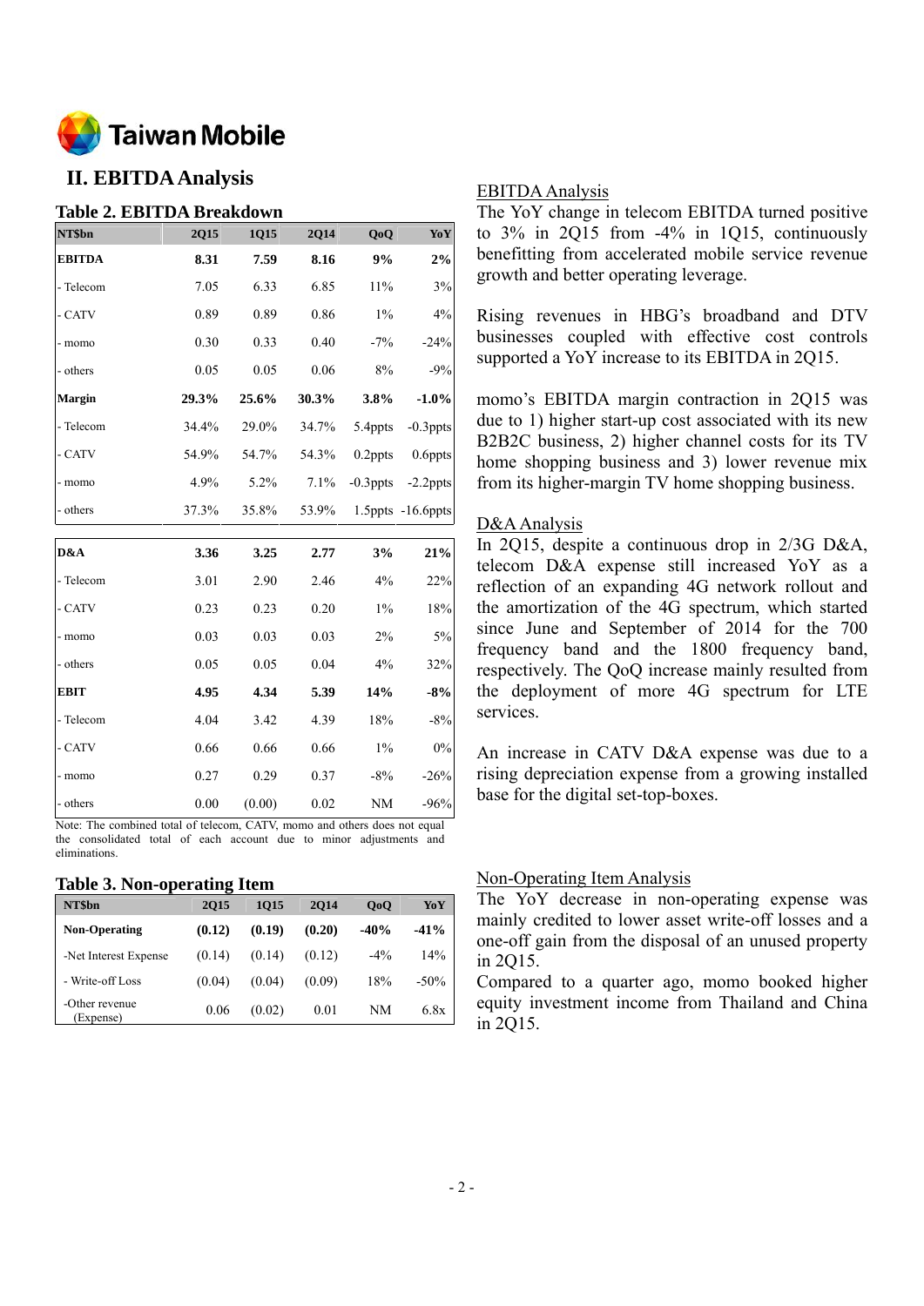## II. EBITDA Analysis

### Table 2. EBITDA Breakdown

| NT$bn | 2Q15 | 1Q15 | 2Q14 | QoQ | YoY |
|---|---|---|---|---|---|
| **EBITDA** | **8.31** | **7.59** | **8.16** | **9%** | **2%** |
| - Telecom | 7.05 | 6.33 | 6.85 | 11% | 3% |
| - CATV | 0.89 | 0.89 | 0.86 | 1% | 4% |
| - momo | 0.30 | 0.33 | 0.40 | -7% | -24% |
| - others | 0.05 | 0.05 | 0.06 | 8% | -9% |
| **Margin** | **29.3%** | **25.6%** | **30.3%** | **3.8%** | **-1.0%** |
| - Telecom | 34.4% | 29.0% | 34.7% | 5.4ppts | -0.3ppts |
| - CATV | 54.9% | 54.7% | 54.3% | 0.2ppts | 0.6ppts |
| - momo | 4.9% | 5.2% | 7.1% | -0.3ppts | -2.2ppts |
| - others | 37.3% | 35.8% | 53.9% | 1.5ppts | -16.6ppts |
| **D&A** | **3.36** | **3.25** | **2.77** | **3%** | **21%** |
| - Telecom | 3.01 | 2.90 | 2.46 | 4% | 22% |
| - CATV | 0.23 | 0.23 | 0.20 | 1% | 18% |
| - momo | 0.03 | 0.03 | 0.03 | 2% | 5% |
| - others | 0.05 | 0.05 | 0.04 | 4% | 32% |
| **EBIT** | **4.95** | **4.34** | **5.39** | **14%** | **-8%** |
| - Telecom | 4.04 | 3.42 | 4.39 | 18% | -8% |
| - CATV | 0.66 | 0.66 | 0.66 | 1% | 0% |
| - momo | 0.27 | 0.29 | 0.37 | -8% | -26% |
| - others | 0.00 | (0.00) | 0.02 | NM | -96% |

Note: The combined total of telecom, CATV, momo and others does not equal the consolidated total of each account due to minor adjustments and eliminations.

### Table 3. Non-operating Item

| NT$bn | 2Q15 | 1Q15 | 2Q14 | QoQ | YoY |
|---|---|---|---|---|---|
| **Non-Operating** | **(0.12)** | **(0.19)** | **(0.20)** | **-40%** | **-41%** |
| -Net Interest Expense | (0.14) | (0.14) | (0.12) | -4% | 14% |
| - Write-off Loss | (0.04) | (0.04) | (0.09) | 18% | -50% |
| -Other revenue (Expense) | 0.06 | (0.02) | 0.01 | NM | 6.8x |

### EBITDA Analysis

The YoY change in telecom EBITDA turned positive to 3% in 2Q15 from -4% in 1Q15, continuously benefitting from accelerated mobile service revenue growth and better operating leverage.

Rising revenues in HBG's broadband and DTV businesses coupled with effective cost controls supported a YoY increase to its EBITDA in 2Q15.

momo's EBITDA margin contraction in 2Q15 was due to 1) higher start-up cost associated with its new B2B2C business, 2) higher channel costs for its TV home shopping business and 3) lower revenue mix from its higher-margin TV home shopping business.

### D&A Analysis

In 2Q15, despite a continuous drop in 2/3G D&A, telecom D&A expense still increased YoY as a reflection of an expanding 4G network rollout and the amortization of the 4G spectrum, which started since June and September of 2014 for the 700 frequency band and the 1800 frequency band, respectively. The QoQ increase mainly resulted from the deployment of more 4G spectrum for LTE services.

An increase in CATV D&A expense was due to a rising depreciation expense from a growing installed base for the digital set-top-boxes.

### Non-Operating Item Analysis

The YoY decrease in non-operating expense was mainly credited to lower asset write-off losses and a one-off gain from the disposal of an unused property in 2Q15.

Compared to a quarter ago, momo booked higher equity investment income from Thailand and China in 2Q15.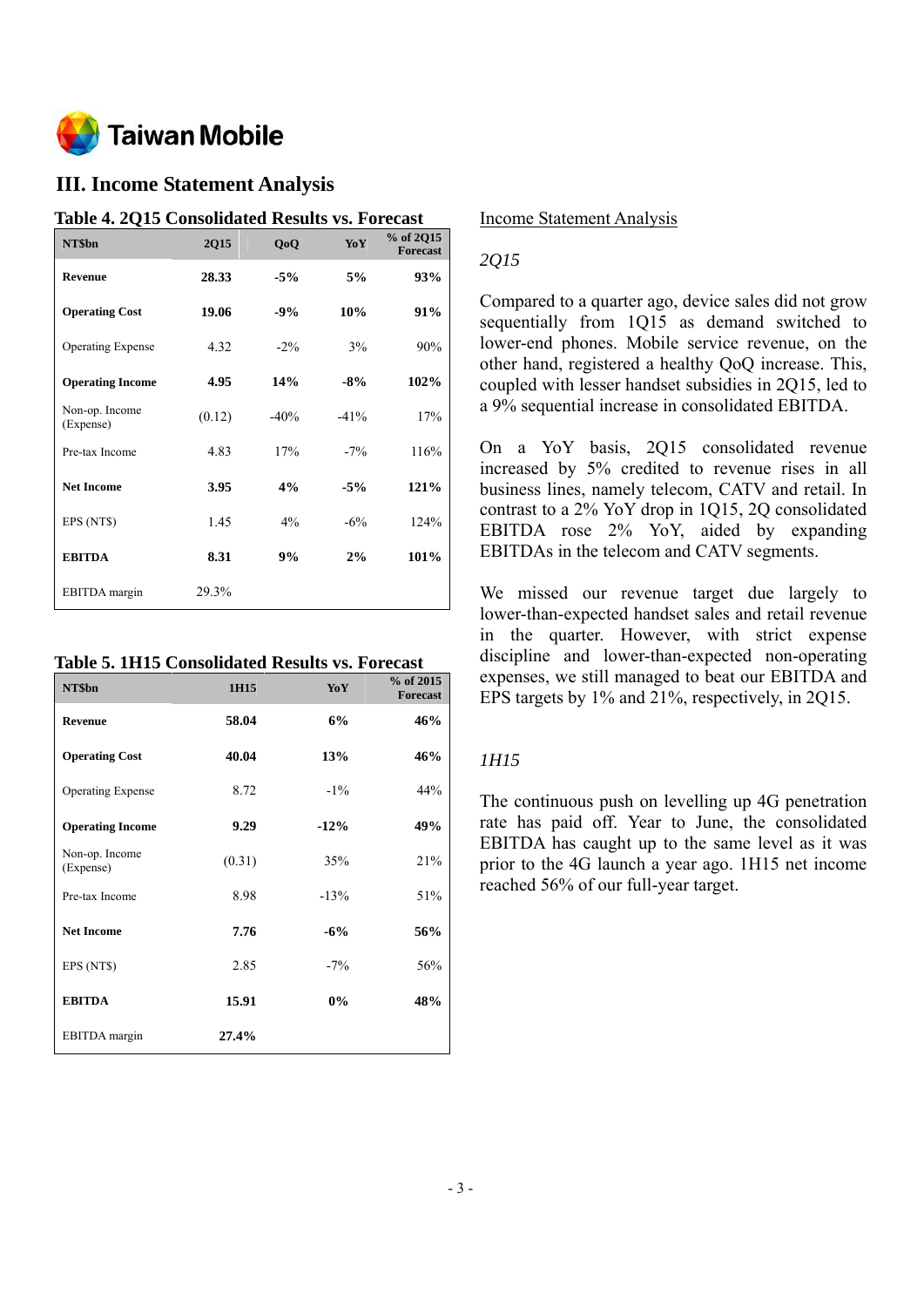## III. Income Statement Analysis

**Table 4. 2Q15 Consolidated Results vs. Forecast**

| NT$bn | 2Q15 | QoQ | YoY | % of 2Q15 Forecast |
|---|---|---|---|---|
| **Revenue** | **28.33** | **-5%** | **5%** | **93%** |
| **Operating Cost** | **19.06** | **-9%** | **10%** | **91%** |
| Operating Expense | 4.32 | -2% | 3% | 90% |
| **Operating Income** | **4.95** | **14%** | **-8%** | **102%** |
| Non-op. Income (Expense) | (0.12) | -40% | -41% | 17% |
| Pre-tax Income | 4.83 | 17% | -7% | 116% |
| **Net Income** | **3.95** | **4%** | **-5%** | **121%** |
| EPS (NT$) | 1.45 | 4% | -6% | 124% |
| **EBITDA** | **8.31** | **9%** | **2%** | **101%** |
| EBITDA margin | 29.3% | | | |

**Table 5. 1H15 Consolidated Results vs. Forecast**

| NT$bn | 1H15 | YoY | % of 2015 Forecast |
|---|---|---|---|
| **Revenue** | **58.04** | **6%** | **46%** |
| **Operating Cost** | **40.04** | **13%** | **46%** |
| Operating Expense | 8.72 | -1% | 44% |
| **Operating Income** | **9.29** | **-12%** | **49%** |
| Non-op. Income (Expense) | (0.31) | 35% | 21% |
| Pre-tax Income | 8.98 | -13% | 51% |
| **Net Income** | **7.76** | **-6%** | **56%** |
| EPS (NT$) | 2.85 | -7% | 56% |
| **EBITDA** | **15.91** | **0%** | **48%** |
| EBITDA margin | **27.4%** | | |

Income Statement Analysis

*2Q15*

Compared to a quarter ago, device sales did not grow sequentially from 1Q15 as demand switched to lower-end phones. Mobile service revenue, on the other hand, registered a healthy QoQ increase. This, coupled with lesser handset subsidies in 2Q15, led to a 9% sequential increase in consolidated EBITDA.

On a YoY basis, 2Q15 consolidated revenue increased by 5% credited to revenue rises in all business lines, namely telecom, CATV and retail. In contrast to a 2% YoY drop in 1Q15, 2Q consolidated EBITDA rose 2% YoY, aided by expanding EBITDAs in the telecom and CATV segments.

We missed our revenue target due largely to lower-than-expected handset sales and retail revenue in the quarter. However, with strict expense discipline and lower-than-expected non-operating expenses, we still managed to beat our EBITDA and EPS targets by 1% and 21%, respectively, in 2Q15.

*1H15*

The continuous push on levelling up 4G penetration rate has paid off. Year to June, the consolidated EBITDA has caught up to the same level as it was prior to the 4G launch a year ago. 1H15 net income reached 56% of our full-year target.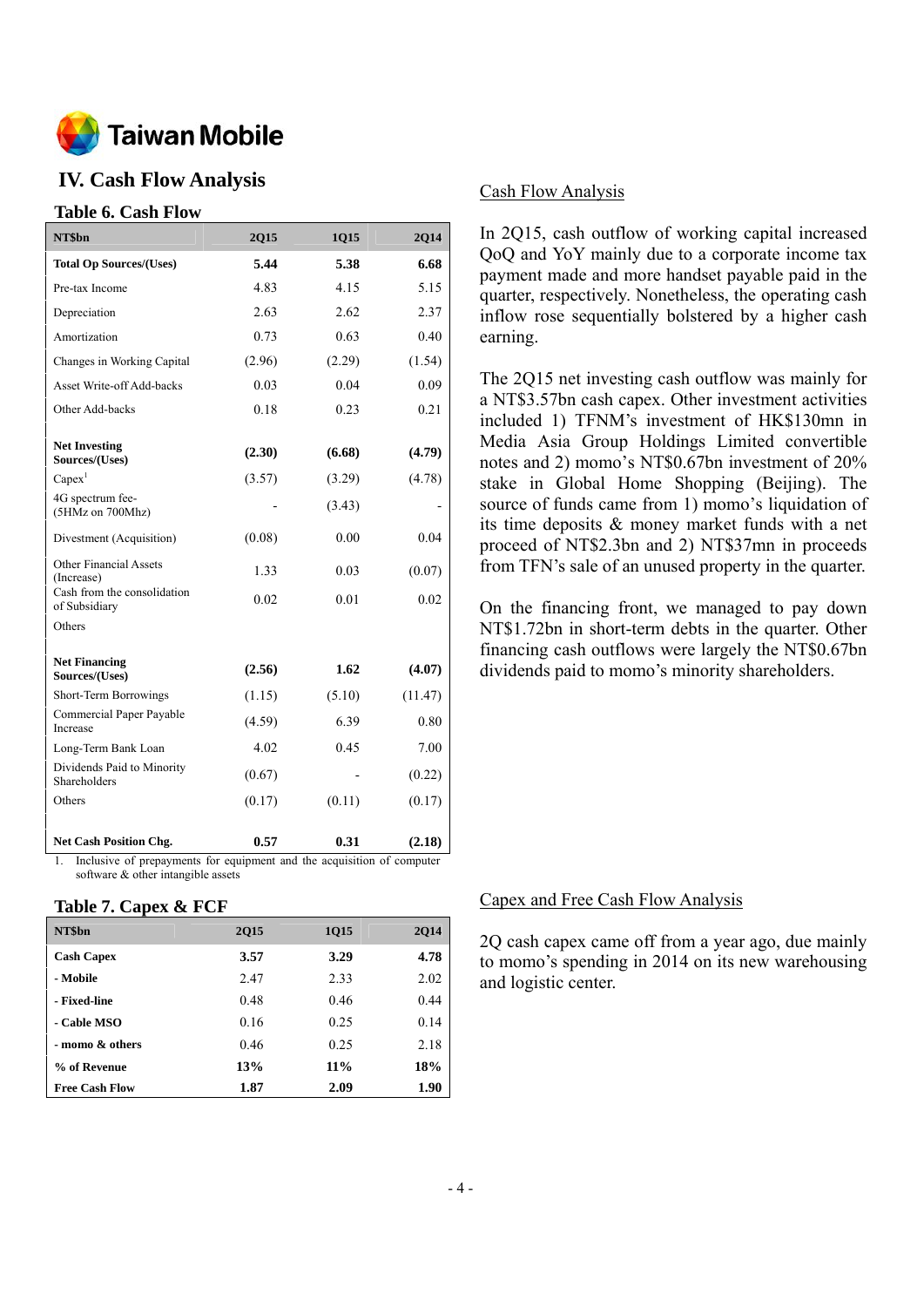# IV. Cash Flow Analysis

### Table 6. Cash Flow

| NT$bn | 2Q15 | 1Q15 | 2Q14 |
|---|---|---|---|
| **Total Op Sources/(Uses)** | **5.44** | **5.38** | **6.68** |
| Pre-tax Income | 4.83 | 4.15 | 5.15 |
| Depreciation | 2.63 | 2.62 | 2.37 |
| Amortization | 0.73 | 0.63 | 0.40 |
| Changes in Working Capital | (2.96) | (2.29) | (1.54) |
| Asset Write-off Add-backs | 0.03 | 0.04 | 0.09 |
| Other Add-backs | 0.18 | 0.23 | 0.21 |
| **Net Investing Sources/(Uses)** | **(2.30)** | **(6.68)** | **(4.79)** |
| Capex[1] | (3.57) | (3.29) | (4.78) |
| 4G spectrum fee-(5HMz on 700Mhz) | - | (3.43) | - |
| Divestment (Acquisition) | (0.08) | 0.00 | 0.04 |
| Other Financial Assets (Increase) | 1.33 | 0.03 | (0.07) |
| Cash from the consolidation of Subsidiary | 0.02 | 0.01 | 0.02 |
| Others | | | |
| **Net Financing Sources/(Uses)** | **(2.56)** | **1.62** | **(4.07)** |
| Short-Term Borrowings | (1.15) | (5.10) | (11.47) |
| Commercial Paper Payable Increase | (4.59) | 6.39 | 0.80 |
| Long-Term Bank Loan | 4.02 | 0.45 | 7.00 |
| Dividends Paid to Minority Shareholders | (0.67) | - | (0.22) |
| Others | (0.17) | (0.11) | (0.17) |
| **Net Cash Position Chg.** | **0.57** | **0.31** | **(2.18)** |

1. Inclusive of prepayments for equipment and the acquisition of computer software & other intangible assets

### Cash Flow Analysis

In 2Q15, cash outflow of working capital increased QoQ and YoY mainly due to a corporate income tax payment made and more handset payable paid in the quarter, respectively. Nonetheless, the operating cash inflow rose sequentially bolstered by a higher cash earning.

The 2Q15 net investing cash outflow was mainly for a NT$3.57bn cash capex. Other investment activities included 1) TFNM's investment of HK$130mn in Media Asia Group Holdings Limited convertible notes and 2) momo's NT$0.67bn investment of 20% stake in Global Home Shopping (Beijing). The source of funds came from 1) momo's liquidation of its time deposits & money market funds with a net proceed of NT$2.3bn and 2) NT$37mn in proceeds from TFN's sale of an unused property in the quarter.

On the financing front, we managed to pay down NT$1.72bn in short-term debts in the quarter. Other financing cash outflows were largely the NT$0.67bn dividends paid to momo's minority shareholders.

### Table 7. Capex & FCF

| NT$bn | 2Q15 | 1Q15 | 2Q14 |
|---|---|---|---|
| **Cash Capex** | **3.57** | **3.29** | **4.78** |
| **- Mobile** | 2.47 | 2.33 | 2.02 |
| **- Fixed-line** | 0.48 | 0.46 | 0.44 |
| **- Cable MSO** | 0.16 | 0.25 | 0.14 |
| **- momo & others** | 0.46 | 0.25 | 2.18 |
| **% of Revenue** | **13%** | **11%** | **18%** |
| **Free Cash Flow** | **1.87** | **2.09** | **1.90** |

### Capex and Free Cash Flow Analysis

2Q cash capex came off from a year ago, due mainly to momo's spending in 2014 on its new warehousing and logistic center.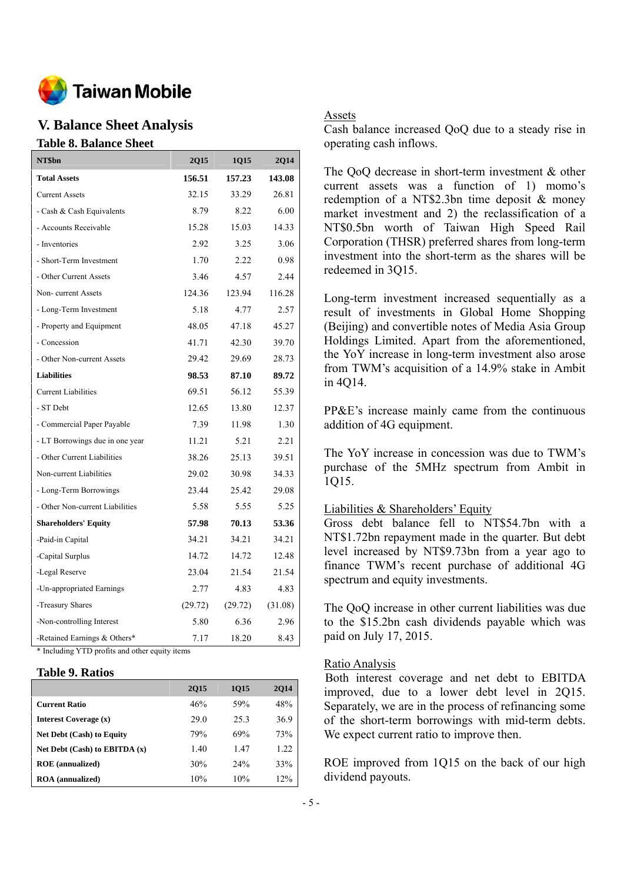# V. Balance Sheet Analysis

### Table 8. Balance Sheet

| NT$bn | 2Q15 | 1Q15 | 2Q14 |
|---|---|---|---|
| **Total Assets** | **156.51** | **157.23** | **143.08** |
| Current Assets | 32.15 | 33.29 | 26.81 |
| - Cash & Cash Equivalents | 8.79 | 8.22 | 6.00 |
| - Accounts Receivable | 15.28 | 15.03 | 14.33 |
| - Inventories | 2.92 | 3.25 | 3.06 |
| - Short-Term Investment | 1.70 | 2.22 | 0.98 |
| - Other Current Assets | 3.46 | 4.57 | 2.44 |
| Non- current Assets | 124.36 | 123.94 | 116.28 |
| - Long-Term Investment | 5.18 | 4.77 | 2.57 |
| - Property and Equipment | 48.05 | 47.18 | 45.27 |
| - Concession | 41.71 | 42.30 | 39.70 |
| - Other Non-current Assets | 29.42 | 29.69 | 28.73 |
| **Liabilities** | **98.53** | **87.10** | **89.72** |
| Current Liabilities | 69.51 | 56.12 | 55.39 |
| - ST Debt | 12.65 | 13.80 | 12.37 |
| - Commercial Paper Payable | 7.39 | 11.98 | 1.30 |
| - LT Borrowings due in one year | 11.21 | 5.21 | 2.21 |
| - Other Current Liabilities | 38.26 | 25.13 | 39.51 |
| Non-current Liabilities | 29.02 | 30.98 | 34.33 |
| - Long-Term Borrowings | 23.44 | 25.42 | 29.08 |
| - Other Non-current Liabilities | 5.58 | 5.55 | 5.25 |
| **Shareholders' Equity** | **57.98** | **70.13** | **53.36** |
| -Paid-in Capital | 34.21 | 34.21 | 34.21 |
| -Capital Surplus | 14.72 | 14.72 | 12.48 |
| -Legal Reserve | 23.04 | 21.54 | 21.54 |
| -Un-appropriated Earnings | 2.77 | 4.83 | 4.83 |
| -Treasury Shares | (29.72) | (29.72) | (31.08) |
| -Non-controlling Interest | 5.80 | 6.36 | 2.96 |
| -Retained Earnings & Others* | 7.17 | 18.20 | 8.43 |

\* Including YTD profits and other equity items

### Table 9. Ratios

| | 2Q15 | 1Q15 | 2Q14 |
|---|---|---|---|
| **Current Ratio** | 46% | 59% | 48% |
| **Interest Coverage (x)** | 29.0 | 25.3 | 36.9 |
| **Net Debt (Cash) to Equity** | 79% | 69% | 73% |
| **Net Debt (Cash) to EBITDA (x)** | 1.40 | 1.47 | 1.22 |
| **ROE (annualized)** | 30% | 24% | 33% |
| **ROA (annualized)** | 10% | 10% | 12% |

Assets

Cash balance increased QoQ due to a steady rise in operating cash inflows.

The QoQ decrease in short-term investment & other current assets was a function of 1) momo's redemption of a NT$2.3bn time deposit & money market investment and 2) the reclassification of a NT$0.5bn worth of Taiwan High Speed Rail Corporation (THSR) preferred shares from long-term investment into the short-term as the shares will be redeemed in 3Q15.

Long-term investment increased sequentially as a result of investments in Global Home Shopping (Beijing) and convertible notes of Media Asia Group Holdings Limited. Apart from the aforementioned, the YoY increase in long-term investment also arose from TWM's acquisition of a 14.9% stake in Ambit in 4Q14.

PP&E's increase mainly came from the continuous addition of 4G equipment.

The YoY increase in concession was due to TWM's purchase of the 5MHz spectrum from Ambit in 1Q15.

Liabilities & Shareholders' Equity

Gross debt balance fell to NT$54.7bn with a NT$1.72bn repayment made in the quarter. But debt level increased by NT$9.73bn from a year ago to finance TWM's recent purchase of additional 4G spectrum and equity investments.

The QoQ increase in other current liabilities was due to the $15.2bn cash dividends payable which was paid on July 17, 2015.

Ratio Analysis

Both interest coverage and net debt to EBITDA improved, due to a lower debt level in 2Q15. Separately, we are in the process of refinancing some of the short-term borrowings with mid-term debts. We expect current ratio to improve then.

ROE improved from 1Q15 on the back of our high dividend payouts.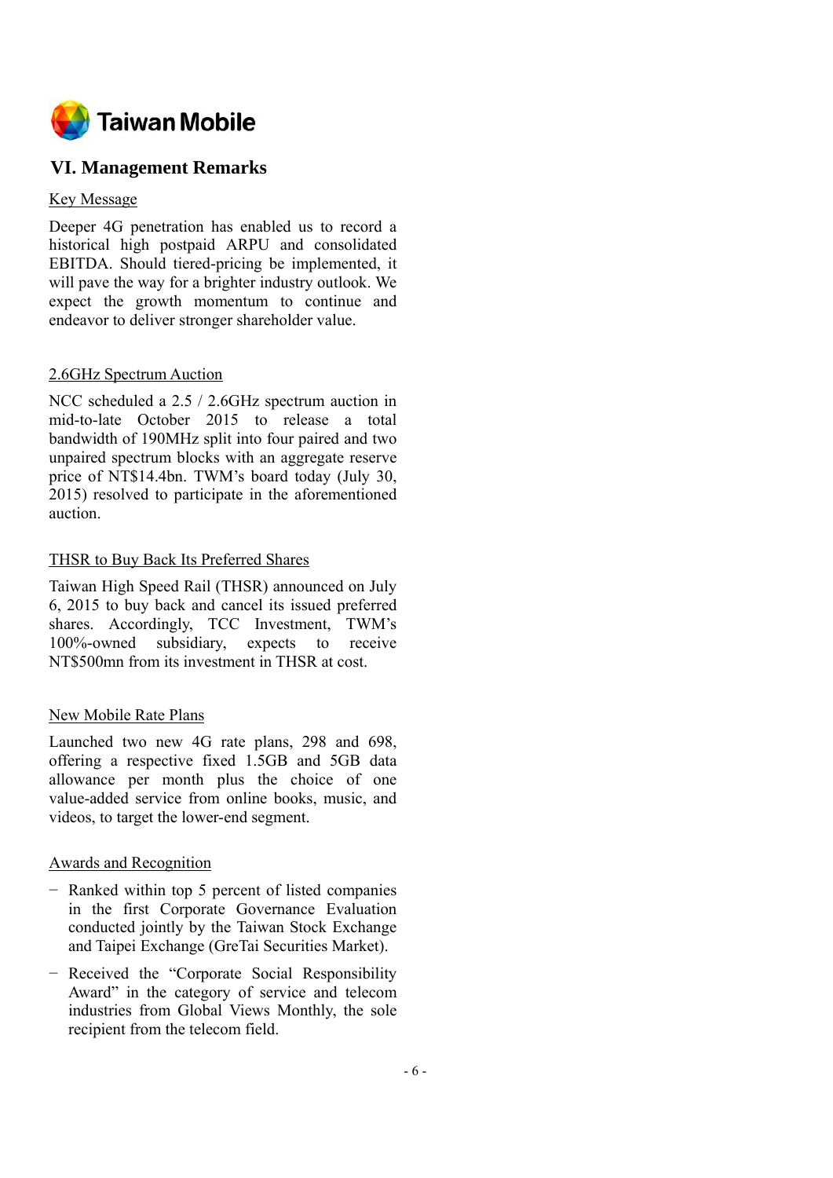Taiwan Mobile

## VI. Management Remarks

Key Message

Deeper 4G penetration has enabled us to record a historical high postpaid ARPU and consolidated EBITDA. Should tiered-pricing be implemented, it will pave the way for a brighter industry outlook. We expect the growth momentum to continue and endeavor to deliver stronger shareholder value.

2.6GHz Spectrum Auction

NCC scheduled a 2.5 / 2.6GHz spectrum auction in mid-to-late October 2015 to release a total bandwidth of 190MHz split into four paired and two unpaired spectrum blocks with an aggregate reserve price of NT$14.4bn. TWM's board today (July 30, 2015) resolved to participate in the aforementioned auction.

THSR to Buy Back Its Preferred Shares

Taiwan High Speed Rail (THSR) announced on July 6, 2015 to buy back and cancel its issued preferred shares. Accordingly, TCC Investment, TWM's 100%-owned subsidiary, expects to receive NT$500mn from its investment in THSR at cost.

New Mobile Rate Plans

Launched two new 4G rate plans, 298 and 698, offering a respective fixed 1.5GB and 5GB data allowance per month plus the choice of one value-added service from online books, music, and videos, to target the lower-end segment.

Awards and Recognition

- Ranked within top 5 percent of listed companies in the first Corporate Governance Evaluation conducted jointly by the Taiwan Stock Exchange and Taipei Exchange (GreTai Securities Market).
- Received the "Corporate Social Responsibility Award" in the category of service and telecom industries from Global Views Monthly, the sole recipient from the telecom field.